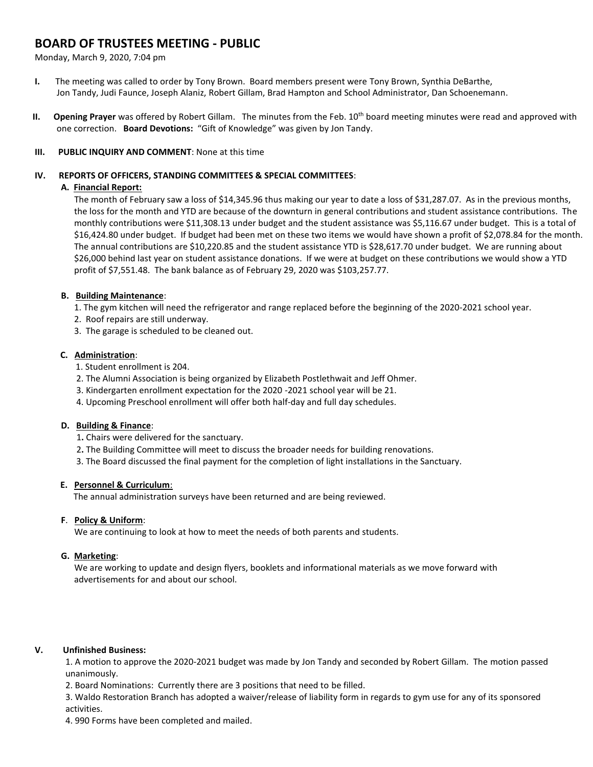# BOARD OF TRUSTEES MEETING - PUBLIC

Monday, March 9, 2020, 7:04 pm

**I.** The meeting was called to order by Tony Brown. Board members present were Tony Brown, Synthia DeBarthe, Jon Tandy, Judi Faunce, Joseph Alaniz, Robert Gillam, Brad Hampton and School Administrator, Dan Schoenemann.

**II.** **Opening Prayer** was offered by Robert Gillam. The minutes from the Feb. 10th board meeting minutes were read and approved with one correction. **Board Devotions:** "Gift of Knowledge" was given by Jon Tandy.

**III.** **PUBLIC INQUIRY AND COMMENT**: None at this time

**IV.** **REPORTS OF OFFICERS, STANDING COMMITTEES & SPECIAL COMMITTEES**:

**A.** **Financial Report:**

The month of February saw a loss of $14,345.96 thus making our year to date a loss of $31,287.07. As in the previous months, the loss for the month and YTD are because of the downturn in general contributions and student assistance contributions. The monthly contributions were $11,308.13 under budget and the student assistance was $5,116.67 under budget. This is a total of $16,424.80 under budget. If budget had been met on these two items we would have shown a profit of $2,078.84 for the month. The annual contributions are $10,220.85 and the student assistance YTD is $28,617.70 under budget. We are running about $26,000 behind last year on student assistance donations. If we were at budget on these contributions we would show a YTD profit of $7,551.48. The bank balance as of February 29, 2020 was $103,257.77.

**B.** **Building Maintenance**:

1. The gym kitchen will need the refrigerator and range replaced before the beginning of the 2020-2021 school year.
2. Roof repairs are still underway.
3. The garage is scheduled to be cleaned out.

**C.** **Administration**:

1. Student enrollment is 204.
2. The Alumni Association is being organized by Elizabeth Postlethwait and Jeff Ohmer.
3. Kindergarten enrollment expectation for the 2020 -2021 school year will be 21.
4. Upcoming Preschool enrollment will offer both half-day and full day schedules.

**D.** **Building & Finance**:

1. Chairs were delivered for the sanctuary.
2. The Building Committee will meet to discuss the broader needs for building renovations.
3. The Board discussed the final payment for the completion of light installations in the Sanctuary.

**E.** **Personnel & Curriculum**:

The annual administration surveys have been returned and are being reviewed.

**F**. **Policy & Uniform**:

We are continuing to look at how to meet the needs of both parents and students.

**G.** **Marketing**:

We are working to update and design flyers, booklets and informational materials as we move forward with advertisements for and about our school.

**V.** **Unfinished Business:**

1. A motion to approve the 2020-2021 budget was made by Jon Tandy and seconded by Robert Gillam. The motion passed unanimously.
2. Board Nominations: Currently there are 3 positions that need to be filled.
3. Waldo Restoration Branch has adopted a waiver/release of liability form in regards to gym use for any of its sponsored activities.
4. 990 Forms have been completed and mailed.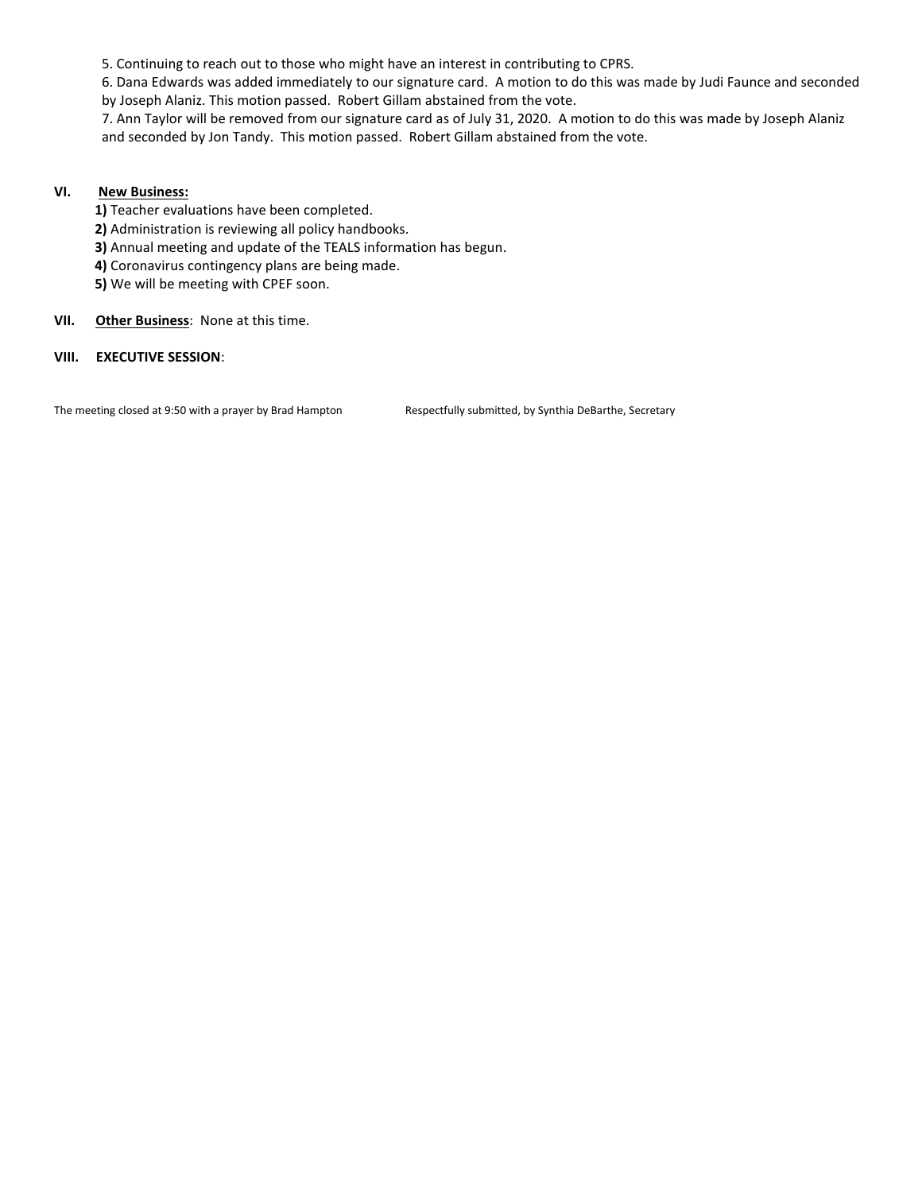5. Continuing to reach out to those who might have an interest in contributing to CPRS.
6. Dana Edwards was added immediately to our signature card. A motion to do this was made by Judi Faunce and seconded by Joseph Alaniz. This motion passed. Robert Gillam abstained from the vote.
7. Ann Taylor will be removed from our signature card as of July 31, 2020. A motion to do this was made by Joseph Alaniz and seconded by Jon Tandy. This motion passed. Robert Gillam abstained from the vote.

**VI. New Business:**

**1)** Teacher evaluations have been completed.
**2)** Administration is reviewing all policy handbooks.
**3)** Annual meeting and update of the TEALS information has begun.
**4)** Coronavirus contingency plans are being made.
**5)** We will be meeting with CPEF soon.

**VII. Other Business**: None at this time.

**VIII. EXECUTIVE SESSION**:

The meeting closed at 9:50 with a prayer by Brad Hampton

Respectfully submitted, by Synthia DeBarthe, Secretary